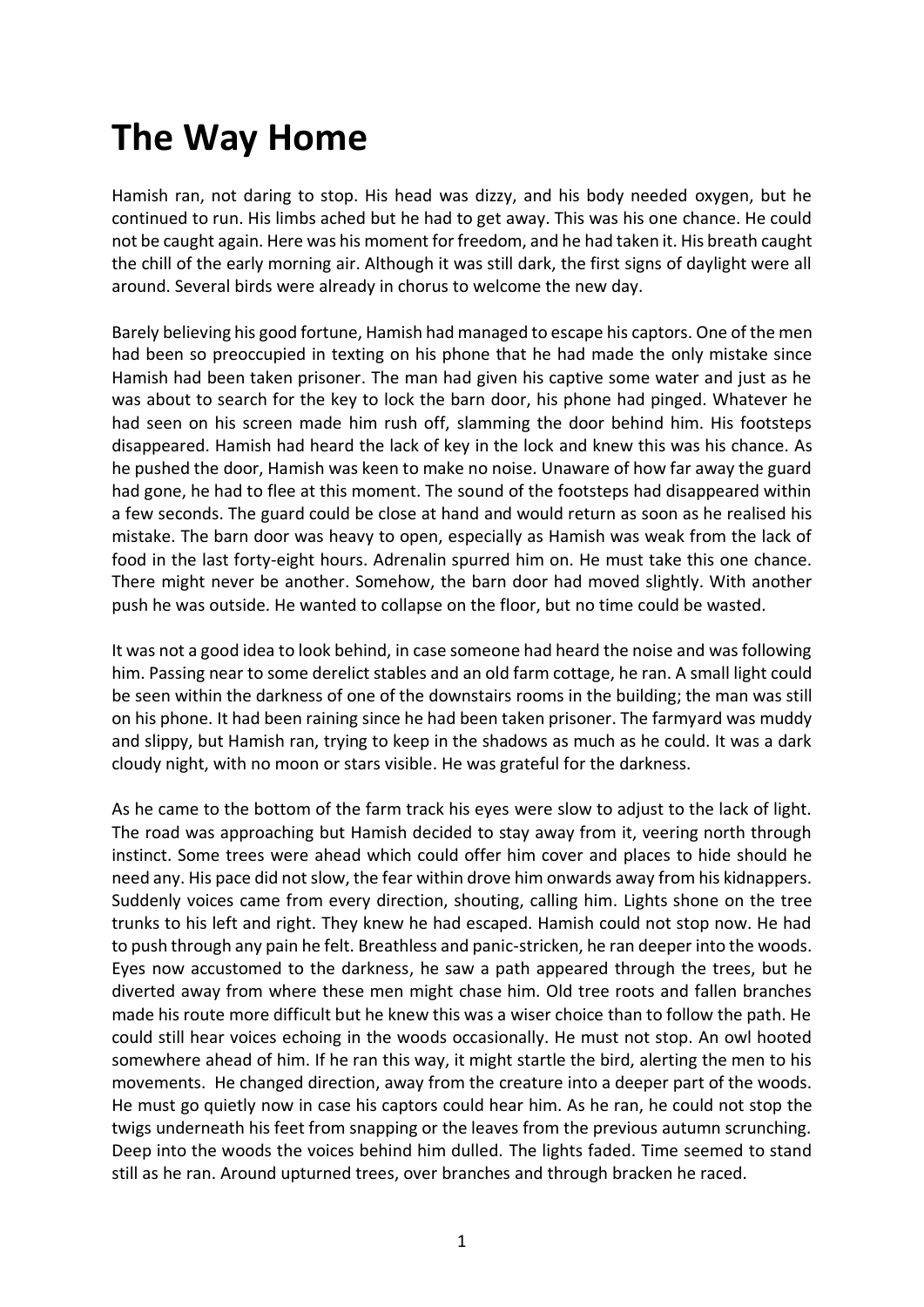# The Way Home

Hamish ran, not daring to stop. His head was dizzy, and his body needed oxygen, but he continued to run. His limbs ached but he had to get away. This was his one chance. He could not be caught again. Here was his moment for freedom, and he had taken it. His breath caught the chill of the early morning air. Although it was still dark, the first signs of daylight were all around. Several birds were already in chorus to welcome the new day.

Barely believing his good fortune, Hamish had managed to escape his captors. One of the men had been so preoccupied in texting on his phone that he had made the only mistake since Hamish had been taken prisoner. The man had given his captive some water and just as he was about to search for the key to lock the barn door, his phone had pinged. Whatever he had seen on his screen made him rush off, slamming the door behind him. His footsteps disappeared. Hamish had heard the lack of key in the lock and knew this was his chance. As he pushed the door, Hamish was keen to make no noise. Unaware of how far away the guard had gone, he had to flee at this moment. The sound of the footsteps had disappeared within a few seconds. The guard could be close at hand and would return as soon as he realised his mistake. The barn door was heavy to open, especially as Hamish was weak from the lack of food in the last forty-eight hours. Adrenalin spurred him on. He must take this one chance. There might never be another. Somehow, the barn door had moved slightly. With another push he was outside. He wanted to collapse on the floor, but no time could be wasted.

It was not a good idea to look behind, in case someone had heard the noise and was following him. Passing near to some derelict stables and an old farm cottage, he ran. A small light could be seen within the darkness of one of the downstairs rooms in the building; the man was still on his phone. It had been raining since he had been taken prisoner. The farmyard was muddy and slippy, but Hamish ran, trying to keep in the shadows as much as he could. It was a dark cloudy night, with no moon or stars visible. He was grateful for the darkness.

As he came to the bottom of the farm track his eyes were slow to adjust to the lack of light. The road was approaching but Hamish decided to stay away from it, veering north through instinct. Some trees were ahead which could offer him cover and places to hide should he need any. His pace did not slow, the fear within drove him onwards away from his kidnappers. Suddenly voices came from every direction, shouting, calling him. Lights shone on the tree trunks to his left and right. They knew he had escaped. Hamish could not stop now. He had to push through any pain he felt. Breathless and panic-stricken, he ran deeper into the woods. Eyes now accustomed to the darkness, he saw a path appeared through the trees, but he diverted away from where these men might chase him. Old tree roots and fallen branches made his route more difficult but he knew this was a wiser choice than to follow the path. He could still hear voices echoing in the woods occasionally. He must not stop. An owl hooted somewhere ahead of him. If he ran this way, it might startle the bird, alerting the men to his movements. He changed direction, away from the creature into a deeper part of the woods. He must go quietly now in case his captors could hear him. As he ran, he could not stop the twigs underneath his feet from snapping or the leaves from the previous autumn scrunching. Deep into the woods the voices behind him dulled. The lights faded. Time seemed to stand still as he ran. Around upturned trees, over branches and through bracken he raced.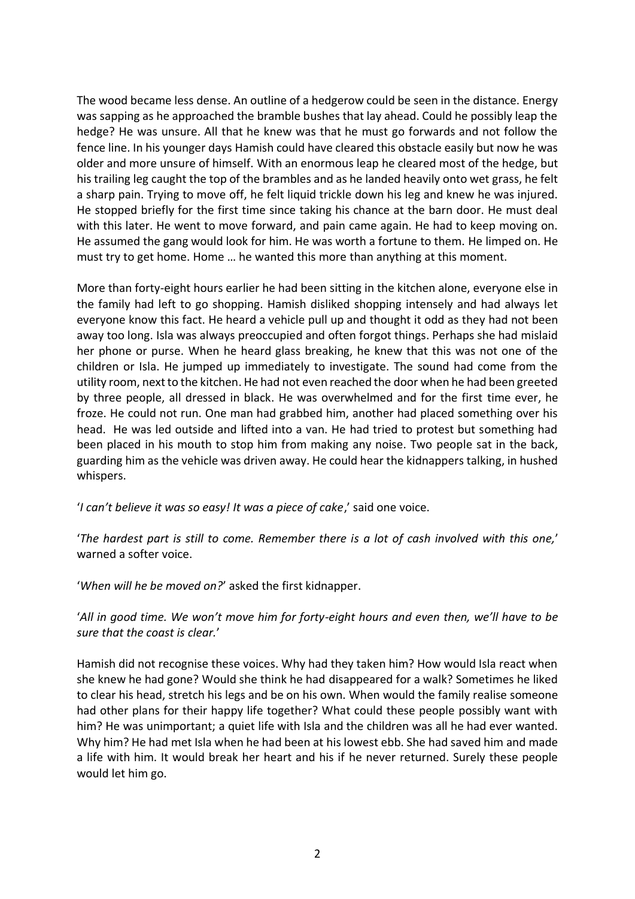The wood became less dense. An outline of a hedgerow could be seen in the distance. Energy was sapping as he approached the bramble bushes that lay ahead. Could he possibly leap the hedge? He was unsure. All that he knew was that he must go forwards and not follow the fence line. In his younger days Hamish could have cleared this obstacle easily but now he was older and more unsure of himself. With an enormous leap he cleared most of the hedge, but his trailing leg caught the top of the brambles and as he landed heavily onto wet grass, he felt a sharp pain. Trying to move off, he felt liquid trickle down his leg and knew he was injured. He stopped briefly for the first time since taking his chance at the barn door. He must deal with this later. He went to move forward, and pain came again. He had to keep moving on. He assumed the gang would look for him. He was worth a fortune to them. He limped on. He must try to get home. Home … he wanted this more than anything at this moment.

More than forty-eight hours earlier he had been sitting in the kitchen alone, everyone else in the family had left to go shopping. Hamish disliked shopping intensely and had always let everyone know this fact. He heard a vehicle pull up and thought it odd as they had not been away too long. Isla was always preoccupied and often forgot things. Perhaps she had mislaid her phone or purse. When he heard glass breaking, he knew that this was not one of the children or Isla. He jumped up immediately to investigate. The sound had come from the utility room, next to the kitchen. He had not even reached the door when he had been greeted by three people, all dressed in black. He was overwhelmed and for the first time ever, he froze. He could not run. One man had grabbed him, another had placed something over his head. He was led outside and lifted into a van. He had tried to protest but something had been placed in his mouth to stop him from making any noise. Two people sat in the back, guarding him as the vehicle was driven away. He could hear the kidnappers talking, in hushed whispers.

'*I can't believe it was so easy! It was a piece of cake*,' said one voice.

'*The hardest part is still to come. Remember there is a lot of cash involved with this one,*' warned a softer voice.

'*When will he be moved on?*' asked the first kidnapper.

'*All in good time. We won't move him for forty-eight hours and even then, we'll have to be sure that the coast is clear.*'

Hamish did not recognise these voices. Why had they taken him? How would Isla react when she knew he had gone? Would she think he had disappeared for a walk? Sometimes he liked to clear his head, stretch his legs and be on his own. When would the family realise someone had other plans for their happy life together? What could these people possibly want with him? He was unimportant; a quiet life with Isla and the children was all he had ever wanted. Why him? He had met Isla when he had been at his lowest ebb. She had saved him and made a life with him. It would break her heart and his if he never returned. Surely these people would let him go.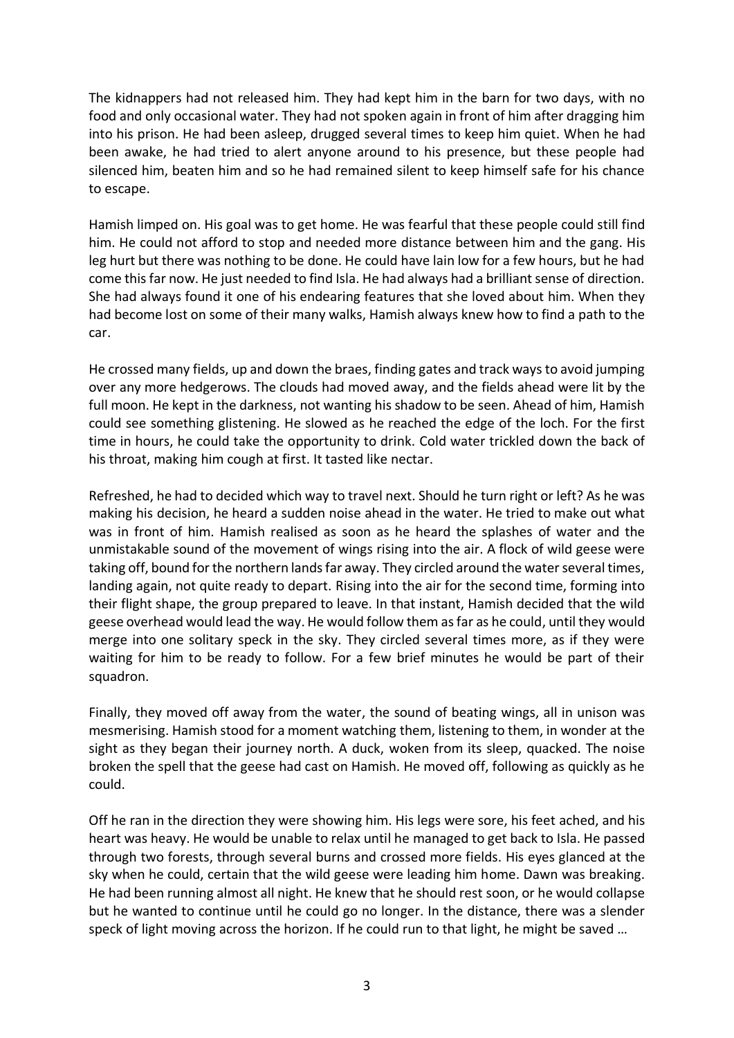The kidnappers had not released him. They had kept him in the barn for two days, with no food and only occasional water. They had not spoken again in front of him after dragging him into his prison. He had been asleep, drugged several times to keep him quiet. When he had been awake, he had tried to alert anyone around to his presence, but these people had silenced him, beaten him and so he had remained silent to keep himself safe for his chance to escape.

Hamish limped on. His goal was to get home. He was fearful that these people could still find him. He could not afford to stop and needed more distance between him and the gang. His leg hurt but there was nothing to be done. He could have lain low for a few hours, but he had come this far now. He just needed to find Isla. He had always had a brilliant sense of direction. She had always found it one of his endearing features that she loved about him. When they had become lost on some of their many walks, Hamish always knew how to find a path to the car.

He crossed many fields, up and down the braes, finding gates and track ways to avoid jumping over any more hedgerows. The clouds had moved away, and the fields ahead were lit by the full moon. He kept in the darkness, not wanting his shadow to be seen. Ahead of him, Hamish could see something glistening. He slowed as he reached the edge of the loch. For the first time in hours, he could take the opportunity to drink. Cold water trickled down the back of his throat, making him cough at first. It tasted like nectar.

Refreshed, he had to decided which way to travel next. Should he turn right or left? As he was making his decision, he heard a sudden noise ahead in the water. He tried to make out what was in front of him. Hamish realised as soon as he heard the splashes of water and the unmistakable sound of the movement of wings rising into the air. A flock of wild geese were taking off, bound for the northern lands far away. They circled around the water several times, landing again, not quite ready to depart. Rising into the air for the second time, forming into their flight shape, the group prepared to leave. In that instant, Hamish decided that the wild geese overhead would lead the way. He would follow them as far as he could, until they would merge into one solitary speck in the sky. They circled several times more, as if they were waiting for him to be ready to follow. For a few brief minutes he would be part of their squadron.

Finally, they moved off away from the water, the sound of beating wings, all in unison was mesmerising. Hamish stood for a moment watching them, listening to them, in wonder at the sight as they began their journey north. A duck, woken from its sleep, quacked. The noise broken the spell that the geese had cast on Hamish. He moved off, following as quickly as he could.

Off he ran in the direction they were showing him. His legs were sore, his feet ached, and his heart was heavy. He would be unable to relax until he managed to get back to Isla. He passed through two forests, through several burns and crossed more fields. His eyes glanced at the sky when he could, certain that the wild geese were leading him home. Dawn was breaking. He had been running almost all night. He knew that he should rest soon, or he would collapse but he wanted to continue until he could go no longer. In the distance, there was a slender speck of light moving across the horizon. If he could run to that light, he might be saved …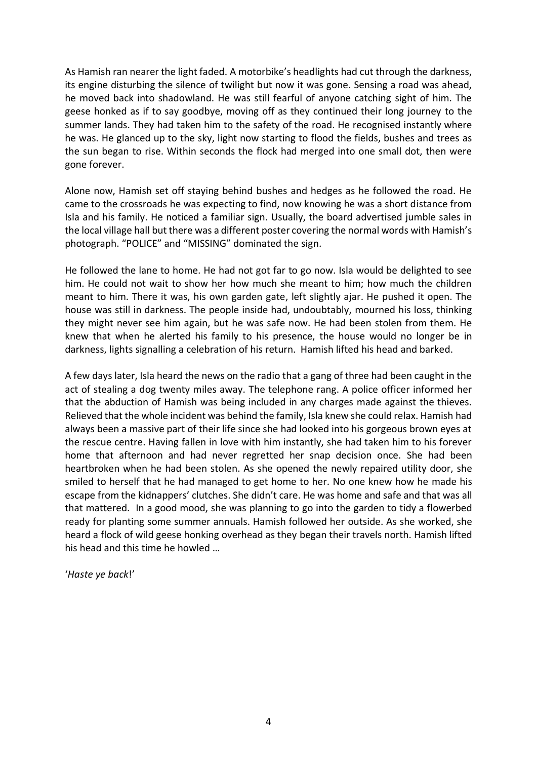As Hamish ran nearer the light faded. A motorbike's headlights had cut through the darkness, its engine disturbing the silence of twilight but now it was gone. Sensing a road was ahead, he moved back into shadowland. He was still fearful of anyone catching sight of him. The geese honked as if to say goodbye, moving off as they continued their long journey to the summer lands. They had taken him to the safety of the road. He recognised instantly where he was. He glanced up to the sky, light now starting to flood the fields, bushes and trees as the sun began to rise. Within seconds the flock had merged into one small dot, then were gone forever.

Alone now, Hamish set off staying behind bushes and hedges as he followed the road. He came to the crossroads he was expecting to find, now knowing he was a short distance from Isla and his family. He noticed a familiar sign. Usually, the board advertised jumble sales in the local village hall but there was a different poster covering the normal words with Hamish's photograph. "POLICE" and "MISSING" dominated the sign.

He followed the lane to home. He had not got far to go now. Isla would be delighted to see him. He could not wait to show her how much she meant to him; how much the children meant to him. There it was, his own garden gate, left slightly ajar. He pushed it open. The house was still in darkness. The people inside had, undoubtably, mourned his loss, thinking they might never see him again, but he was safe now. He had been stolen from them. He knew that when he alerted his family to his presence, the house would no longer be in darkness, lights signalling a celebration of his return. Hamish lifted his head and barked.

A few days later, Isla heard the news on the radio that a gang of three had been caught in the act of stealing a dog twenty miles away. The telephone rang. A police officer informed her that the abduction of Hamish was being included in any charges made against the thieves. Relieved that the whole incident was behind the family, Isla knew she could relax. Hamish had always been a massive part of their life since she had looked into his gorgeous brown eyes at the rescue centre. Having fallen in love with him instantly, she had taken him to his forever home that afternoon and had never regretted her snap decision once. She had been heartbroken when he had been stolen. As she opened the newly repaired utility door, she smiled to herself that he had managed to get home to her. No one knew how he made his escape from the kidnappers' clutches. She didn't care. He was home and safe and that was all that mattered. In a good mood, she was planning to go into the garden to tidy a flowerbed ready for planting some summer annuals. Hamish followed her outside. As she worked, she heard a flock of wild geese honking overhead as they began their travels north. Hamish lifted his head and this time he howled …

'*Haste ye back*!'